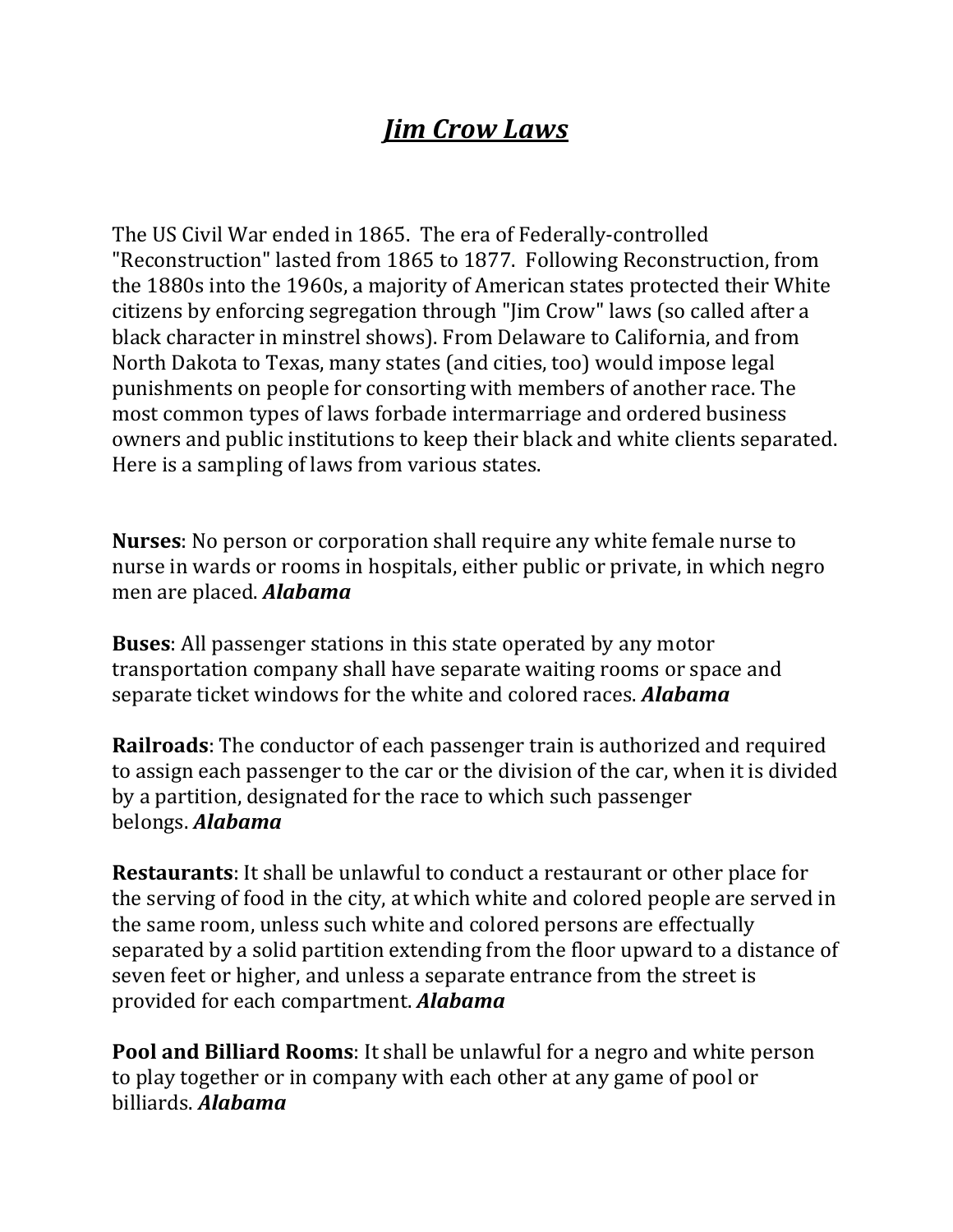# *Jim Crow Laws*

The US Civil War ended in 1865. The era of Federally-controlled "Reconstruction" lasted from 1865 to 1877. Following Reconstruction, from the 1880s into the 1960s, a majority of American states protected their White citizens by enforcing segregation through "Jim Crow" laws (so called after a black character in minstrel shows). From Delaware to California, and from North Dakota to Texas, many states (and cities, too) would impose legal punishments on people for consorting with members of another race. The most common types of laws forbade intermarriage and ordered business owners and public institutions to keep their black and white clients separated. Here is a sampling of laws from various states.

**Nurses**: No person or corporation shall require any white female nurse to nurse in wards or rooms in hospitals, either public or private, in which negro men are placed. ***Alabama***

**Buses**: All passenger stations in this state operated by any motor transportation company shall have separate waiting rooms or space and separate ticket windows for the white and colored races. ***Alabama***

**Railroads**: The conductor of each passenger train is authorized and required to assign each passenger to the car or the division of the car, when it is divided by a partition, designated for the race to which such passenger belongs. ***Alabama***

**Restaurants**: It shall be unlawful to conduct a restaurant or other place for the serving of food in the city, at which white and colored people are served in the same room, unless such white and colored persons are effectually separated by a solid partition extending from the floor upward to a distance of seven feet or higher, and unless a separate entrance from the street is provided for each compartment. ***Alabama***

**Pool and Billiard Rooms**: It shall be unlawful for a negro and white person to play together or in company with each other at any game of pool or billiards. ***Alabama***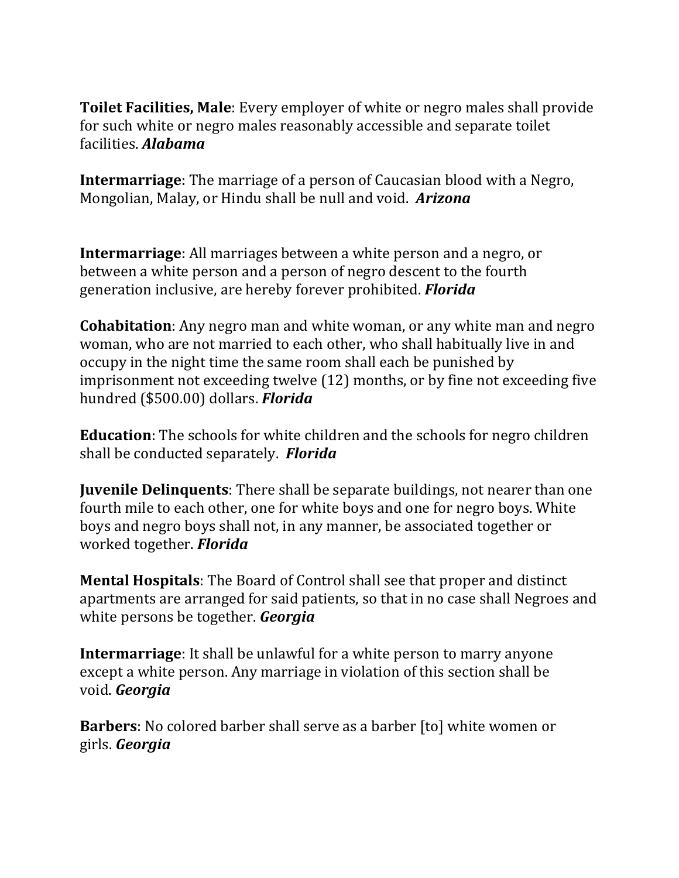**Toilet Facilities, Male**: Every employer of white or negro males shall provide for such white or negro males reasonably accessible and separate toilet facilities. ***Alabama***

**Intermarriage**: The marriage of a person of Caucasian blood with a Negro, Mongolian, Malay, or Hindu shall be null and void. ***Arizona***

**Intermarriage**: All marriages between a white person and a negro, or between a white person and a person of negro descent to the fourth generation inclusive, are hereby forever prohibited. ***Florida***

**Cohabitation**: Any negro man and white woman, or any white man and negro woman, who are not married to each other, who shall habitually live in and occupy in the night time the same room shall each be punished by imprisonment not exceeding twelve (12) months, or by fine not exceeding five hundred ($500.00) dollars. ***Florida***

**Education**: The schools for white children and the schools for negro children shall be conducted separately. ***Florida***

**Juvenile Delinquents**: There shall be separate buildings, not nearer than one fourth mile to each other, one for white boys and one for negro boys. White boys and negro boys shall not, in any manner, be associated together or worked together. ***Florida***

**Mental Hospitals**: The Board of Control shall see that proper and distinct apartments are arranged for said patients, so that in no case shall Negroes and white persons be together. ***Georgia***

**Intermarriage**: It shall be unlawful for a white person to marry anyone except a white person. Any marriage in violation of this section shall be void. ***Georgia***

**Barbers**: No colored barber shall serve as a barber [to] white women or girls. ***Georgia***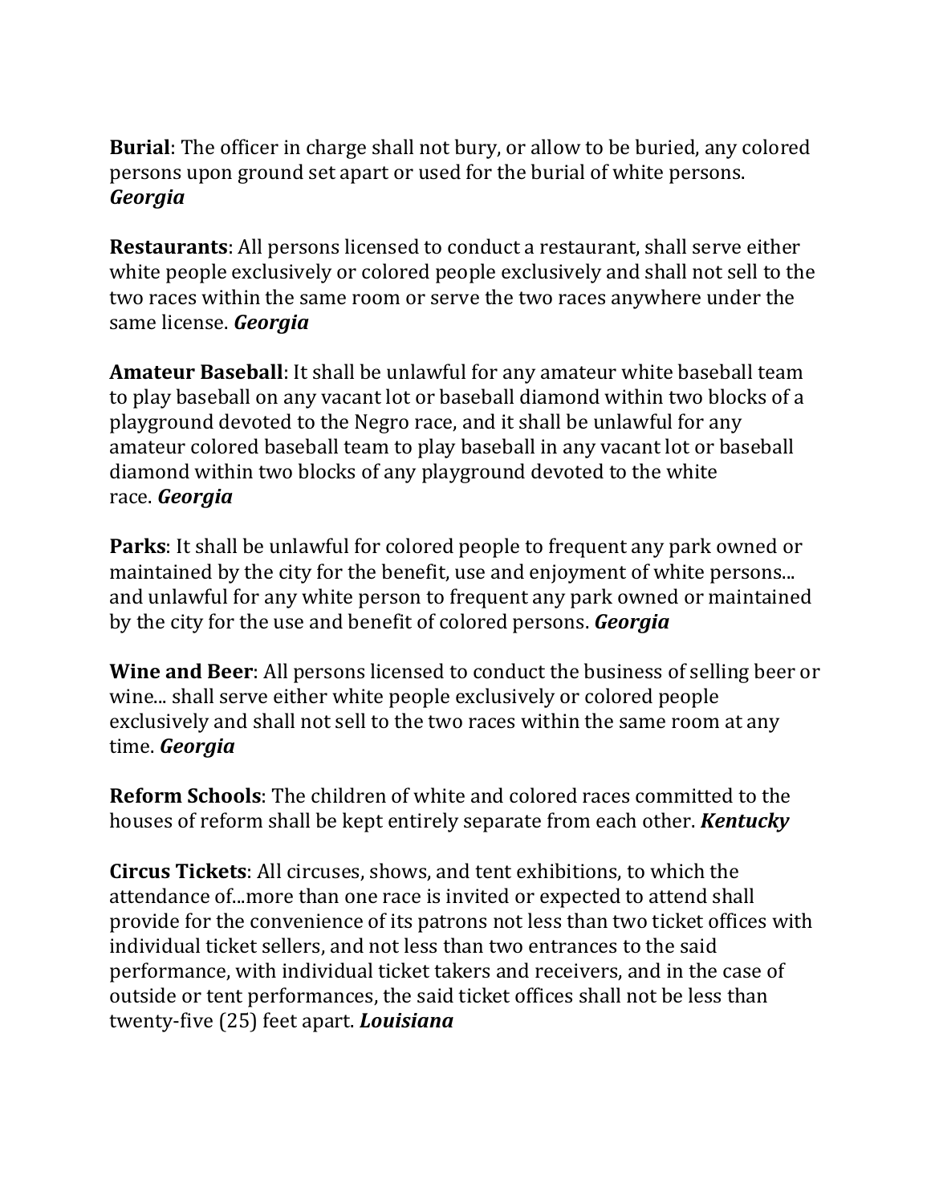**Burial**: The officer in charge shall not bury, or allow to be buried, any colored persons upon ground set apart or used for the burial of white persons. ***Georgia***

**Restaurants**: All persons licensed to conduct a restaurant, shall serve either white people exclusively or colored people exclusively and shall not sell to the two races within the same room or serve the two races anywhere under the same license. ***Georgia***

**Amateur Baseball**: It shall be unlawful for any amateur white baseball team to play baseball on any vacant lot or baseball diamond within two blocks of a playground devoted to the Negro race, and it shall be unlawful for any amateur colored baseball team to play baseball in any vacant lot or baseball diamond within two blocks of any playground devoted to the white race. ***Georgia***

**Parks**: It shall be unlawful for colored people to frequent any park owned or maintained by the city for the benefit, use and enjoyment of white persons... and unlawful for any white person to frequent any park owned or maintained by the city for the use and benefit of colored persons. ***Georgia***

**Wine and Beer**: All persons licensed to conduct the business of selling beer or wine... shall serve either white people exclusively or colored people exclusively and shall not sell to the two races within the same room at any time. ***Georgia***

**Reform Schools**: The children of white and colored races committed to the houses of reform shall be kept entirely separate from each other. ***Kentucky***

**Circus Tickets**: All circuses, shows, and tent exhibitions, to which the attendance of...more than one race is invited or expected to attend shall provide for the convenience of its patrons not less than two ticket offices with individual ticket sellers, and not less than two entrances to the said performance, with individual ticket takers and receivers, and in the case of outside or tent performances, the said ticket offices shall not be less than twenty-five (25) feet apart. ***Louisiana***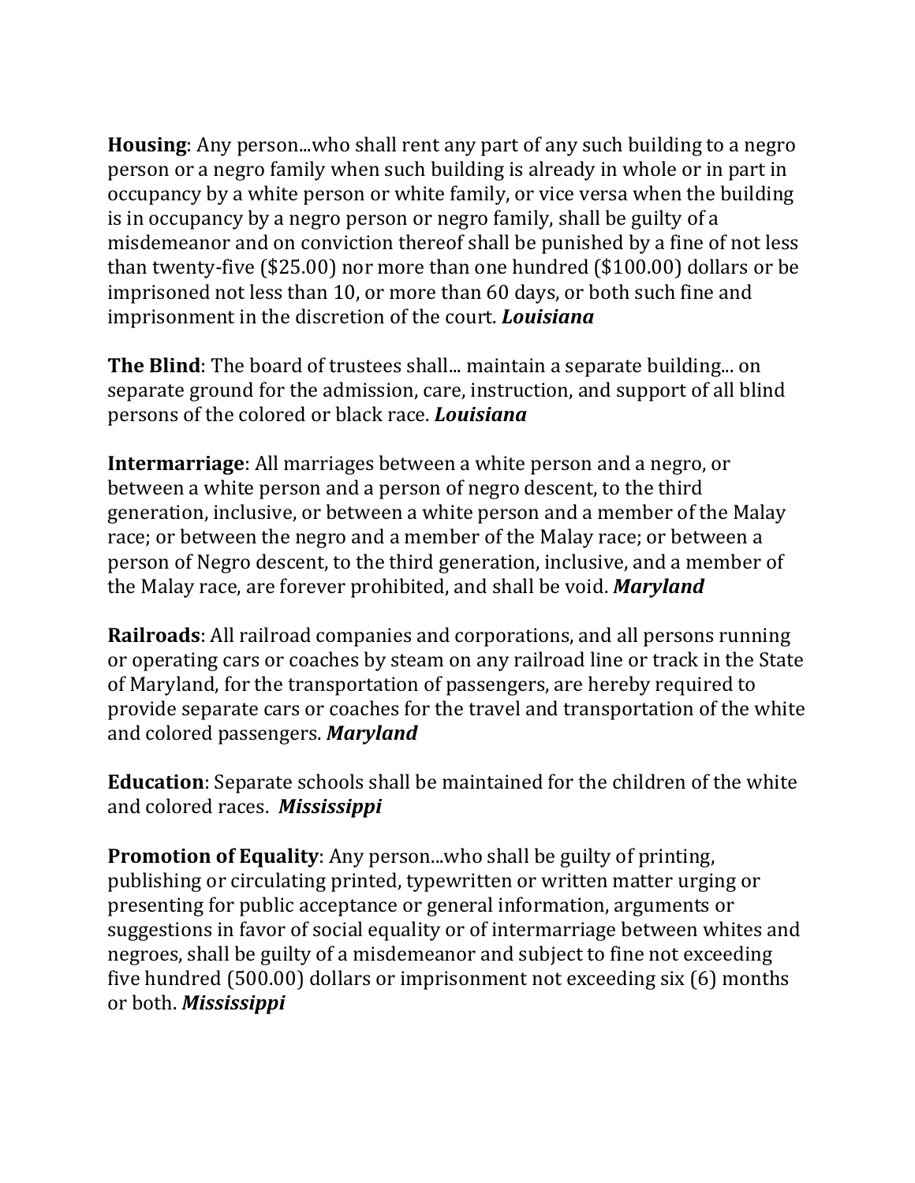**Housing**: Any person...who shall rent any part of any such building to a negro person or a negro family when such building is already in whole or in part in occupancy by a white person or white family, or vice versa when the building is in occupancy by a negro person or negro family, shall be guilty of a misdemeanor and on conviction thereof shall be punished by a fine of not less than twenty-five ($25.00) nor more than one hundred ($100.00) dollars or be imprisoned not less than 10, or more than 60 days, or both such fine and imprisonment in the discretion of the court. ***Louisiana***

**The Blind**: The board of trustees shall... maintain a separate building... on separate ground for the admission, care, instruction, and support of all blind persons of the colored or black race. ***Louisiana***

**Intermarriage**: All marriages between a white person and a negro, or between a white person and a person of negro descent, to the third generation, inclusive, or between a white person and a member of the Malay race; or between the negro and a member of the Malay race; or between a person of Negro descent, to the third generation, inclusive, and a member of the Malay race, are forever prohibited, and shall be void. ***Maryland***

**Railroads**: All railroad companies and corporations, and all persons running or operating cars or coaches by steam on any railroad line or track in the State of Maryland, for the transportation of passengers, are hereby required to provide separate cars or coaches for the travel and transportation of the white and colored passengers. ***Maryland***

**Education**: Separate schools shall be maintained for the children of the white and colored races. ***Mississippi***

**Promotion of Equality**: Any person...who shall be guilty of printing, publishing or circulating printed, typewritten or written matter urging or presenting for public acceptance or general information, arguments or suggestions in favor of social equality or of intermarriage between whites and negroes, shall be guilty of a misdemeanor and subject to fine not exceeding five hundred (500.00) dollars or imprisonment not exceeding six (6) months or both. ***Mississippi***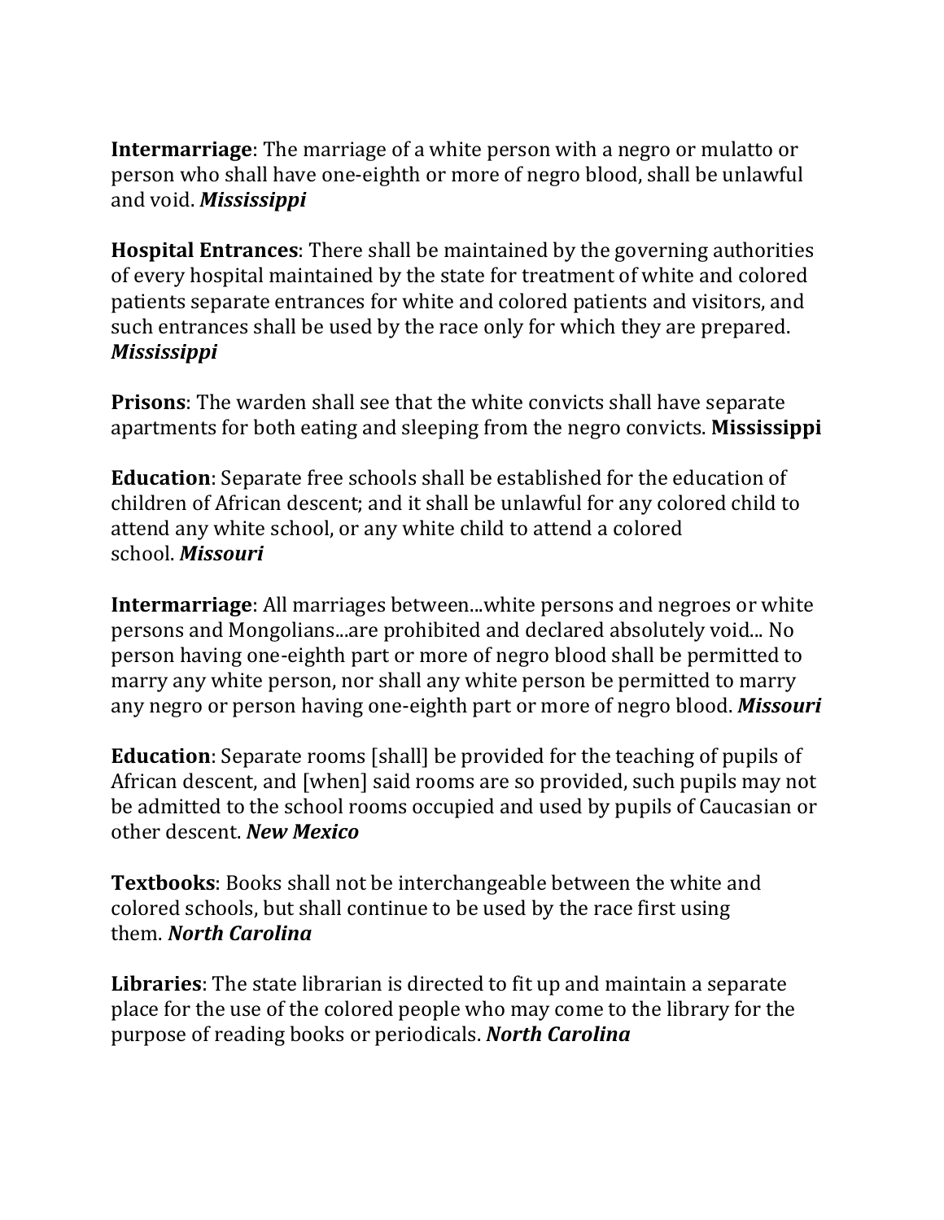**Intermarriage**: The marriage of a white person with a negro or mulatto or person who shall have one-eighth or more of negro blood, shall be unlawful and void. ***Mississippi***

**Hospital Entrances**: There shall be maintained by the governing authorities of every hospital maintained by the state for treatment of white and colored patients separate entrances for white and colored patients and visitors, and such entrances shall be used by the race only for which they are prepared. ***Mississippi***

**Prisons**: The warden shall see that the white convicts shall have separate apartments for both eating and sleeping from the negro convicts. **Mississippi**

**Education**: Separate free schools shall be established for the education of children of African descent; and it shall be unlawful for any colored child to attend any white school, or any white child to attend a colored school. ***Missouri***

**Intermarriage**: All marriages between...white persons and negroes or white persons and Mongolians...are prohibited and declared absolutely void... No person having one-eighth part or more of negro blood shall be permitted to marry any white person, nor shall any white person be permitted to marry any negro or person having one-eighth part or more of negro blood. ***Missouri***

**Education**: Separate rooms [shall] be provided for the teaching of pupils of African descent, and [when] said rooms are so provided, such pupils may not be admitted to the school rooms occupied and used by pupils of Caucasian or other descent. ***New Mexico***

**Textbooks**: Books shall not be interchangeable between the white and colored schools, but shall continue to be used by the race first using them. ***North Carolina***

**Libraries**: The state librarian is directed to fit up and maintain a separate place for the use of the colored people who may come to the library for the purpose of reading books or periodicals. ***North Carolina***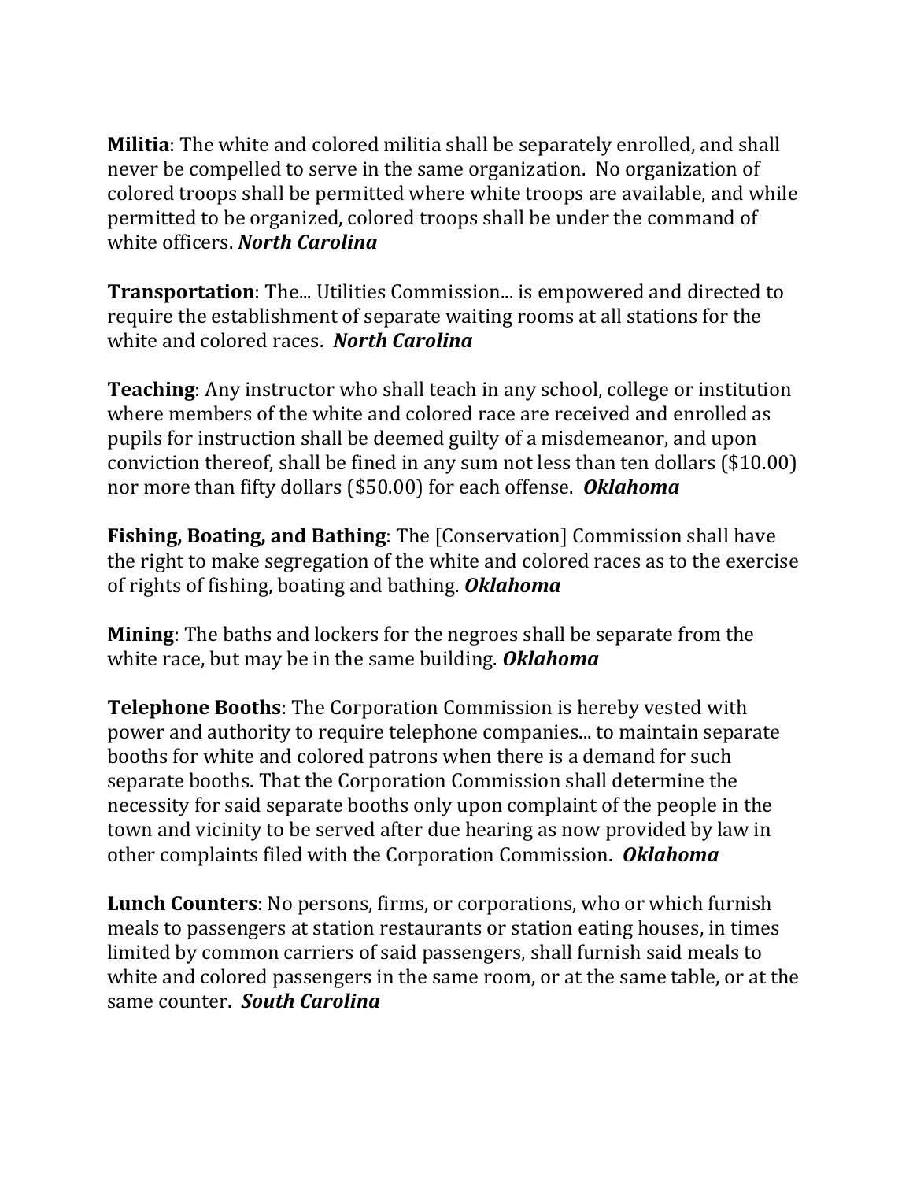**Militia**: The white and colored militia shall be separately enrolled, and shall never be compelled to serve in the same organization. No organization of colored troops shall be permitted where white troops are available, and while permitted to be organized, colored troops shall be under the command of white officers. ***North Carolina***

**Transportation**: The... Utilities Commission... is empowered and directed to require the establishment of separate waiting rooms at all stations for the white and colored races. ***North Carolina***

**Teaching**: Any instructor who shall teach in any school, college or institution where members of the white and colored race are received and enrolled as pupils for instruction shall be deemed guilty of a misdemeanor, and upon conviction thereof, shall be fined in any sum not less than ten dollars ($10.00) nor more than fifty dollars ($50.00) for each offense. ***Oklahoma***

**Fishing, Boating, and Bathing**: The [Conservation] Commission shall have the right to make segregation of the white and colored races as to the exercise of rights of fishing, boating and bathing. ***Oklahoma***

**Mining**: The baths and lockers for the negroes shall be separate from the white race, but may be in the same building. ***Oklahoma***

**Telephone Booths**: The Corporation Commission is hereby vested with power and authority to require telephone companies... to maintain separate booths for white and colored patrons when there is a demand for such separate booths. That the Corporation Commission shall determine the necessity for said separate booths only upon complaint of the people in the town and vicinity to be served after due hearing as now provided by law in other complaints filed with the Corporation Commission. ***Oklahoma***

**Lunch Counters**: No persons, firms, or corporations, who or which furnish meals to passengers at station restaurants or station eating houses, in times limited by common carriers of said passengers, shall furnish said meals to white and colored passengers in the same room, or at the same table, or at the same counter. ***South Carolina***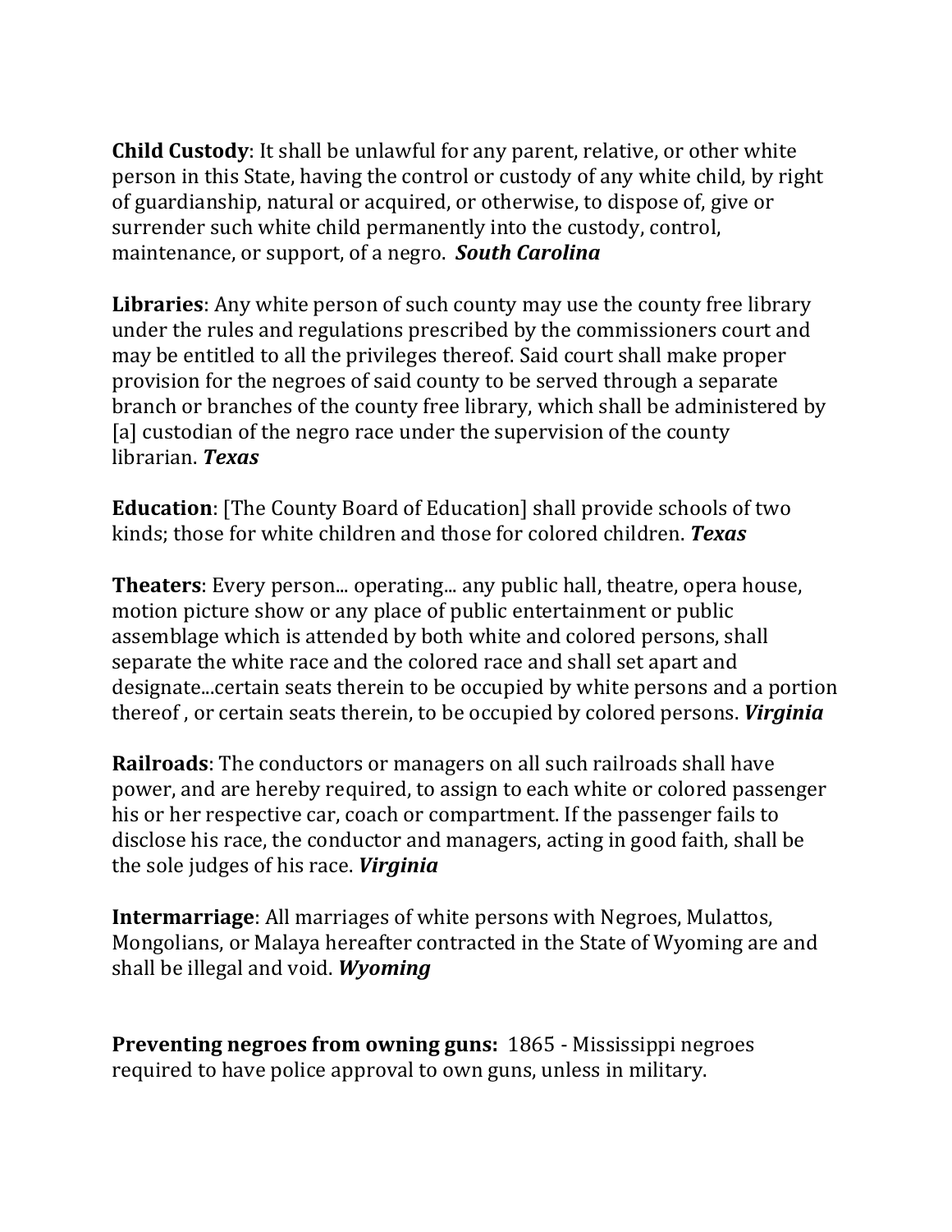**Child Custody**: It shall be unlawful for any parent, relative, or other white person in this State, having the control or custody of any white child, by right of guardianship, natural or acquired, or otherwise, to dispose of, give or surrender such white child permanently into the custody, control, maintenance, or support, of a negro. ***South Carolina***

**Libraries**: Any white person of such county may use the county free library under the rules and regulations prescribed by the commissioners court and may be entitled to all the privileges thereof. Said court shall make proper provision for the negroes of said county to be served through a separate branch or branches of the county free library, which shall be administered by [a] custodian of the negro race under the supervision of the county librarian. ***Texas***

**Education**: [The County Board of Education] shall provide schools of two kinds; those for white children and those for colored children. ***Texas***

**Theaters**: Every person... operating... any public hall, theatre, opera house, motion picture show or any place of public entertainment or public assemblage which is attended by both white and colored persons, shall separate the white race and the colored race and shall set apart and designate...certain seats therein to be occupied by white persons and a portion thereof , or certain seats therein, to be occupied by colored persons. ***Virginia***

**Railroads**: The conductors or managers on all such railroads shall have power, and are hereby required, to assign to each white or colored passenger his or her respective car, coach or compartment. If the passenger fails to disclose his race, the conductor and managers, acting in good faith, shall be the sole judges of his race. ***Virginia***

**Intermarriage**: All marriages of white persons with Negroes, Mulattos, Mongolians, or Malaya hereafter contracted in the State of Wyoming are and shall be illegal and void. ***Wyoming***

**Preventing negroes from owning guns:** 1865 - Mississippi negroes required to have police approval to own guns, unless in military.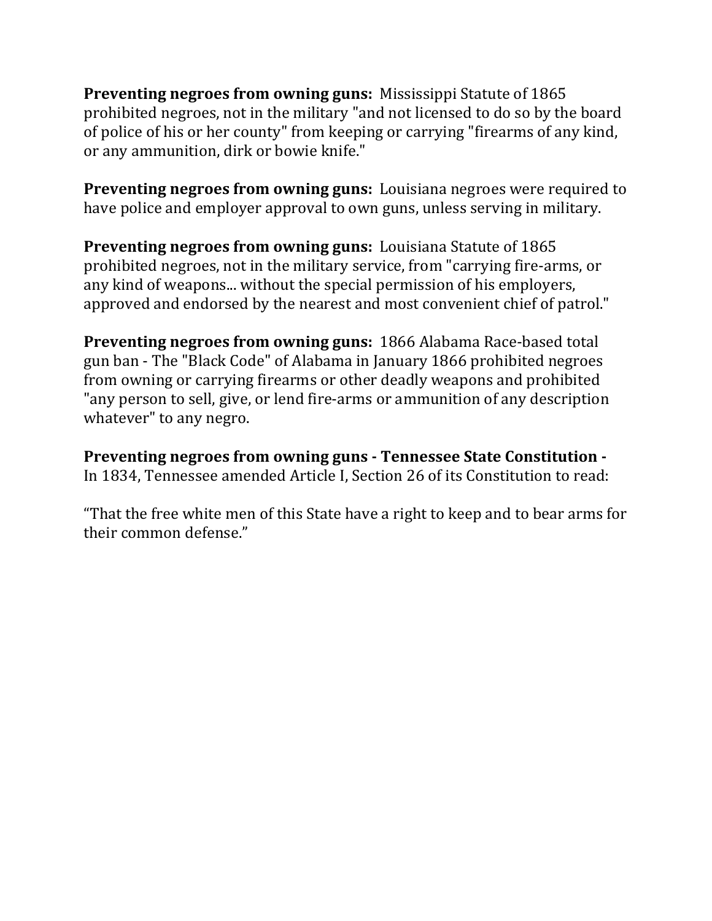**Preventing negroes from owning guns:** Mississippi Statute of 1865 prohibited negroes, not in the military "and not licensed to do so by the board of police of his or her county" from keeping or carrying "firearms of any kind, or any ammunition, dirk or bowie knife."

**Preventing negroes from owning guns:** Louisiana negroes were required to have police and employer approval to own guns, unless serving in military.

**Preventing negroes from owning guns:** Louisiana Statute of 1865 prohibited negroes, not in the military service, from "carrying fire-arms, or any kind of weapons... without the special permission of his employers, approved and endorsed by the nearest and most convenient chief of patrol."

**Preventing negroes from owning guns:** 1866 Alabama Race-based total gun ban - The "Black Code" of Alabama in January 1866 prohibited negroes from owning or carrying firearms or other deadly weapons and prohibited "any person to sell, give, or lend fire-arms or ammunition of any description whatever" to any negro.

**Preventing negroes from owning guns - Tennessee State Constitution -** In 1834, Tennessee amended Article I, Section 26 of its Constitution to read:

"That the free white men of this State have a right to keep and to bear arms for their common defense."